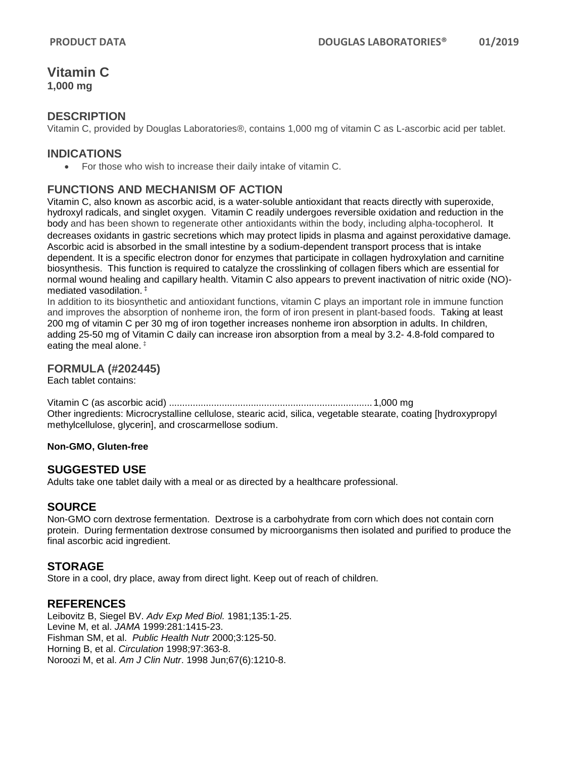# Vitamin C

**1,000 mg**

## DESCRIPTION

Vitamin C, provided by Douglas Laboratories®, contains 1,000 mg of vitamin C as L-ascorbic acid per tablet.

## INDICATIONS

- For those who wish to increase their daily intake of vitamin C.

## FUNCTIONS AND MECHANISM OF ACTION

Vitamin C, also known as ascorbic acid, is a water-soluble antioxidant that reacts directly with superoxide, hydroxyl radicals, and singlet oxygen. Vitamin C readily undergoes reversible oxidation and reduction in the body and has been shown to regenerate other antioxidants within the body, including alpha-tocopherol. It decreases oxidants in gastric secretions which may protect lipids in plasma and against peroxidative damage. Ascorbic acid is absorbed in the small intestine by a sodium-dependent transport process that is intake dependent. It is a specific electron donor for enzymes that participate in collagen hydroxylation and carnitine biosynthesis. This function is required to catalyze the crosslinking of collagen fibers which are essential for normal wound healing and capillary health. Vitamin C also appears to prevent inactivation of nitric oxide (NO)-mediated vasodilation. ‡

In addition to its biosynthetic and antioxidant functions, vitamin C plays an important role in immune function and improves the absorption of nonheme iron, the form of iron present in plant-based foods. Taking at least 200 mg of vitamin C per 30 mg of iron together increases nonheme iron absorption in adults. In children, adding 25-50 mg of Vitamin C daily can increase iron absorption from a meal by 3.2- 4.8-fold compared to eating the meal alone. ‡

## FORMULA (#202445)

Each tablet contains:

Vitamin C (as ascorbic acid) ............................................................................ 1,000 mg

Other ingredients: Microcrystalline cellulose, stearic acid, silica, vegetable stearate, coating [hydroxypropyl methylcellulose, glycerin], and croscarmellose sodium.

**Non-GMO, Gluten-free**

## SUGGESTED USE

Adults take one tablet daily with a meal or as directed by a healthcare professional.

## SOURCE

Non-GMO corn dextrose fermentation. Dextrose is a carbohydrate from corn which does not contain corn protein. During fermentation dextrose consumed by microorganisms then isolated and purified to produce the final ascorbic acid ingredient.

## STORAGE

Store in a cool, dry place, away from direct light. Keep out of reach of children.

## REFERENCES

Leibovitz B, Siegel BV. *Adv Exp Med Biol.* 1981;135:1-25.
Levine M, et al. *JAMA* 1999:281:1415-23.
Fishman SM, et al. *Public Health Nutr* 2000;3:125-50.
Horning B, et al. *Circulation* 1998;97:363-8.
Noroozi M, et al. *Am J Clin Nutr*. 1998 Jun;67(6):1210-8.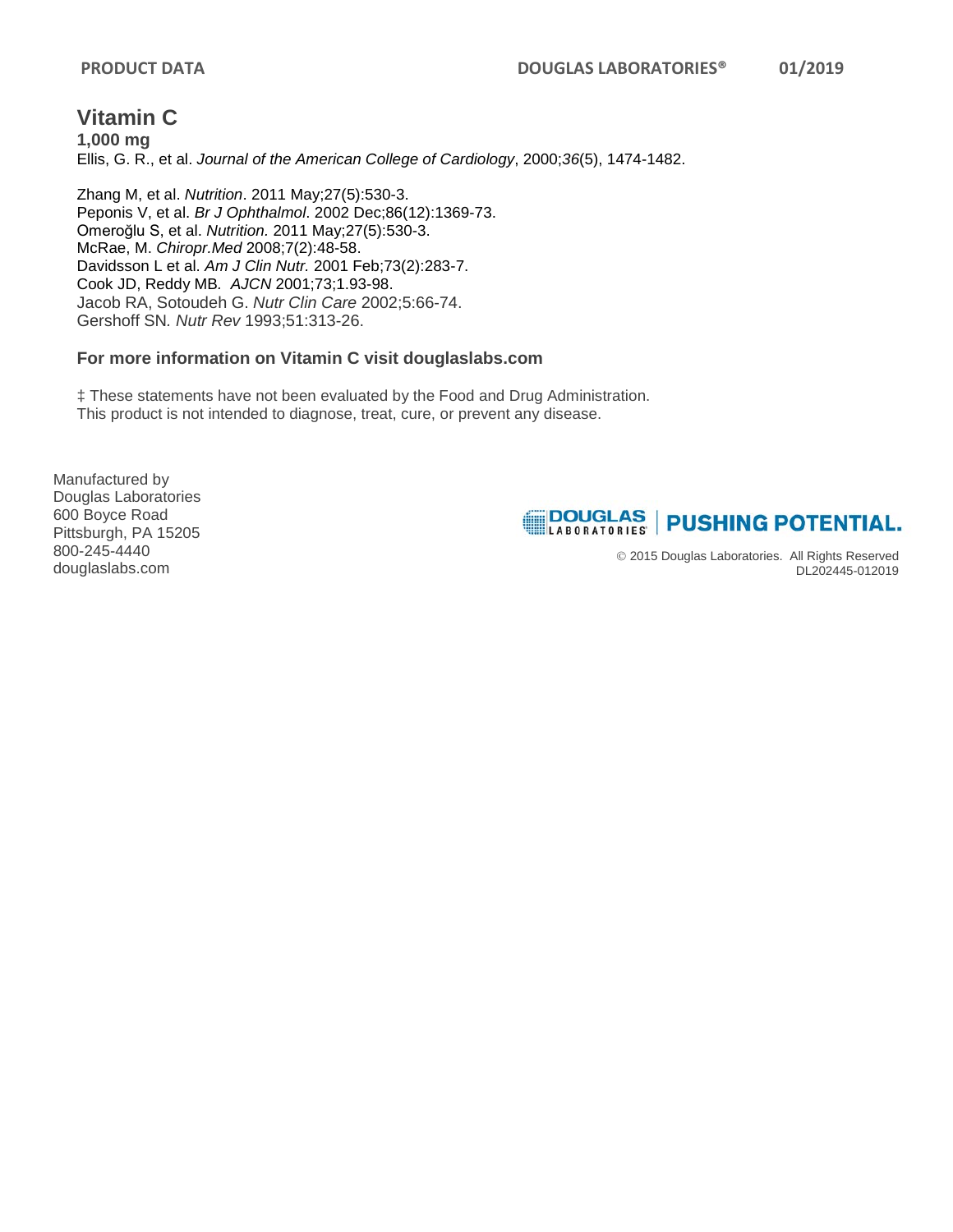# Vitamin C

**1,000 mg**

Ellis, G. R., et al. *Journal of the American College of Cardiology*, 2000;*36*(5), 1474-1482.

Zhang M, et al. *Nutrition*. 2011 May;27(5):530-3.
Peponis V, et al. *Br J Ophthalmol*. 2002 Dec;86(12):1369-73.
Omeroğlu S, et al. *Nutrition.* 2011 May;27(5):530-3.
McRae, M. *Chiropr.Med* 2008;7(2):48-58.
Davidsson L et al. *Am J Clin Nutr.* 2001 Feb;73(2):283-7.
Cook JD, Reddy MB. *AJCN* 2001;73;1.93-98.
Jacob RA, Sotoudeh G. *Nutr Clin Care* 2002;5:66-74.
Gershoff SN. *Nutr Rev* 1993;51:313-26.

**For more information on Vitamin C visit douglaslabs.com**

‡ These statements have not been evaluated by the Food and Drug Administration.
This product is not intended to diagnose, treat, cure, or prevent any disease.

Manufactured by
Douglas Laboratories
600 Boyce Road
Pittsburgh, PA 15205
800-245-4440
douglaslabs.com

DOUGLAS LABORATORIES | PUSHING POTENTIAL.

© 2015 Douglas Laboratories. All Rights Reserved
DL202445-012019